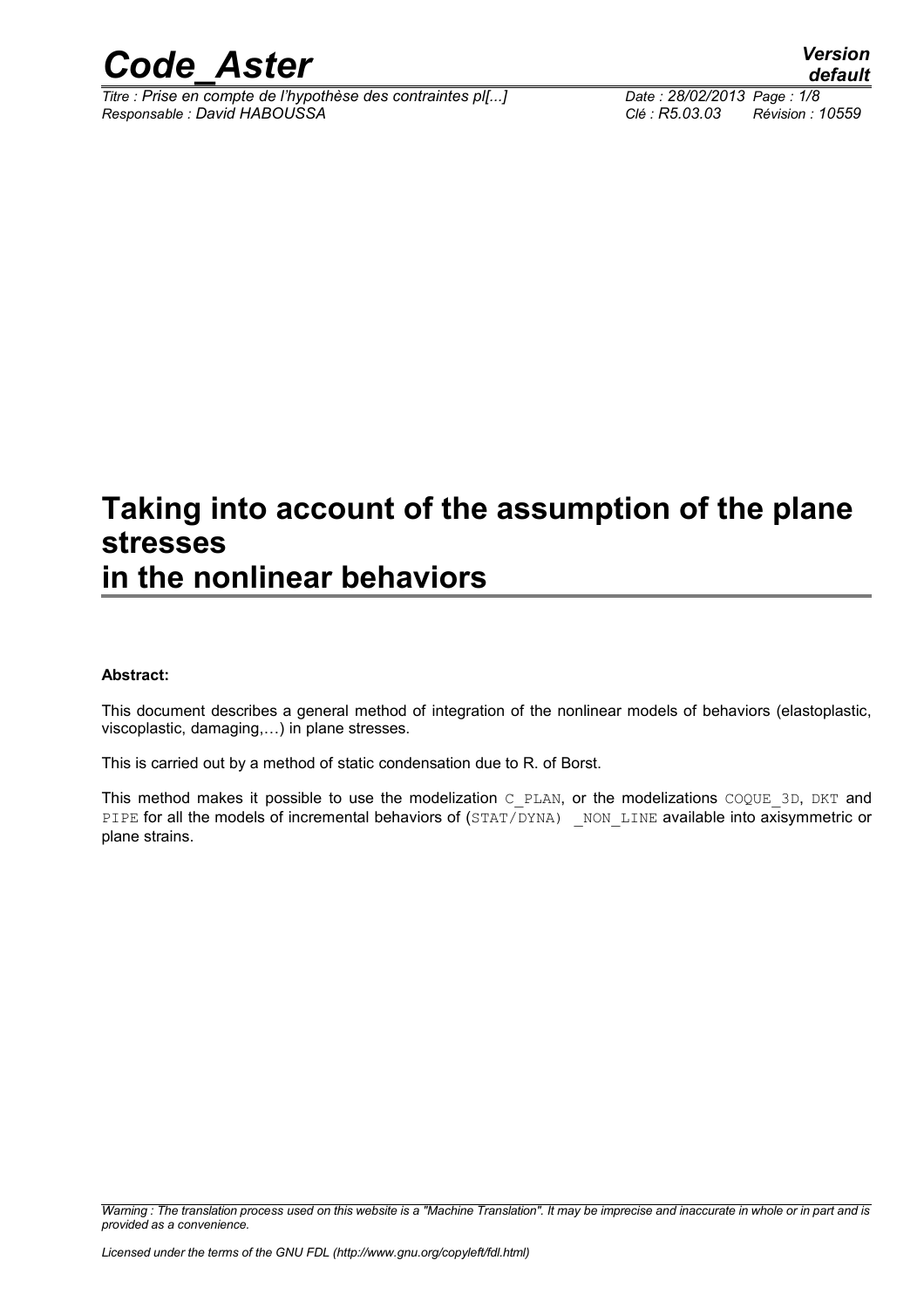# Taking into account of the assumption of the plane stresses in the nonlinear behaviors

**Abstract:**

This document describes a general method of integration of the nonlinear models of behaviors (elastoplastic, viscoplastic, damaging,…) in plane stresses.

This is carried out by a method of static condensation due to R. of Borst.

This method makes it possible to use the modelization `C_PLAN`, or the modelizations `COQUE_3D`, `DKT` and `PIPE` for all the models of incremental behaviors of (`STAT/DYNA) _NON_LINE` available into axisymmetric or plane strains.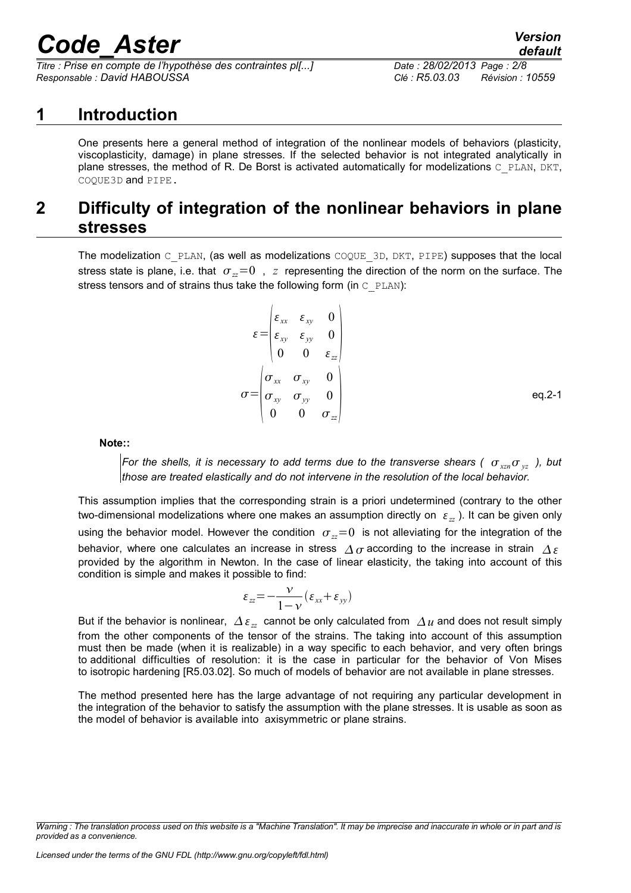# 1 Introduction

One presents here a general method of integration of the nonlinear models of behaviors (plasticity, viscoplasticity, damage) in plane stresses. If the selected behavior is not integrated analytically in plane stresses, the method of R. De Borst is activated automatically for modelizations C_PLAN, DKT, COQUE3D and PIPE.

# 2 Difficulty of integration of the nonlinear behaviors in plane stresses

The modelization C_PLAN, (as well as modelizations COQUE_3D, DKT, PIPE) supposes that the local stress state is plane, i.e. that $\sigma_{zz}=0$ , $z$ representing the direction of the norm on the surface. The stress tensors and of strains thus take the following form (in C_PLAN):

$$\varepsilon=\begin{pmatrix}\varepsilon_{xx} & \varepsilon_{xy} & 0\\ \varepsilon_{xy} & \varepsilon_{yy} & 0\\ 0 & 0 & \varepsilon_{zz}\end{pmatrix}$$

$$\sigma=\begin{pmatrix}\sigma_{xx} & \sigma_{xy} & 0\\ \sigma_{xy} & \sigma_{yy} & 0\\ 0 & 0 & \sigma_{zz}\end{pmatrix} \qquad \text{eq.2-1}$$

**Note::**

*For the shells, it is necessary to add terms due to the transverse shears ( $\sigma_{xzn}\sigma_{yz}$ ), but those are treated elastically and do not intervene in the resolution of the local behavior.*

This assumption implies that the corresponding strain is a priori undetermined (contrary to the other two-dimensional modelizations where one makes an assumption directly on $\varepsilon_{zz}$ ). It can be given only using the behavior model. However the condition $\sigma_{zz}=0$ is not alleviating for the integration of the behavior, where one calculates an increase in stress $\Delta\sigma$ according to the increase in strain $\Delta\varepsilon$ provided by the algorithm in Newton. In the case of linear elasticity, the taking into account of this condition is simple and makes it possible to find:

$$\varepsilon_{zz}=-\frac{\nu}{1-\nu}(\varepsilon_{xx}+\varepsilon_{yy})$$

But if the behavior is nonlinear, $\Delta\varepsilon_{zz}$ cannot be only calculated from $\Delta u$ and does not result simply from the other components of the tensor of the strains. The taking into account of this assumption must then be made (when it is realizable) in a way specific to each behavior, and very often brings to additional difficulties of resolution: it is the case in particular for the behavior of Von Mises to isotropic hardening [R5.03.02]. So much of models of behavior are not available in plane stresses.

The method presented here has the large advantage of not requiring any particular development in the integration of the behavior to satisfy the assumption with the plane stresses. It is usable as soon as the model of behavior is available into axisymmetric or plane strains.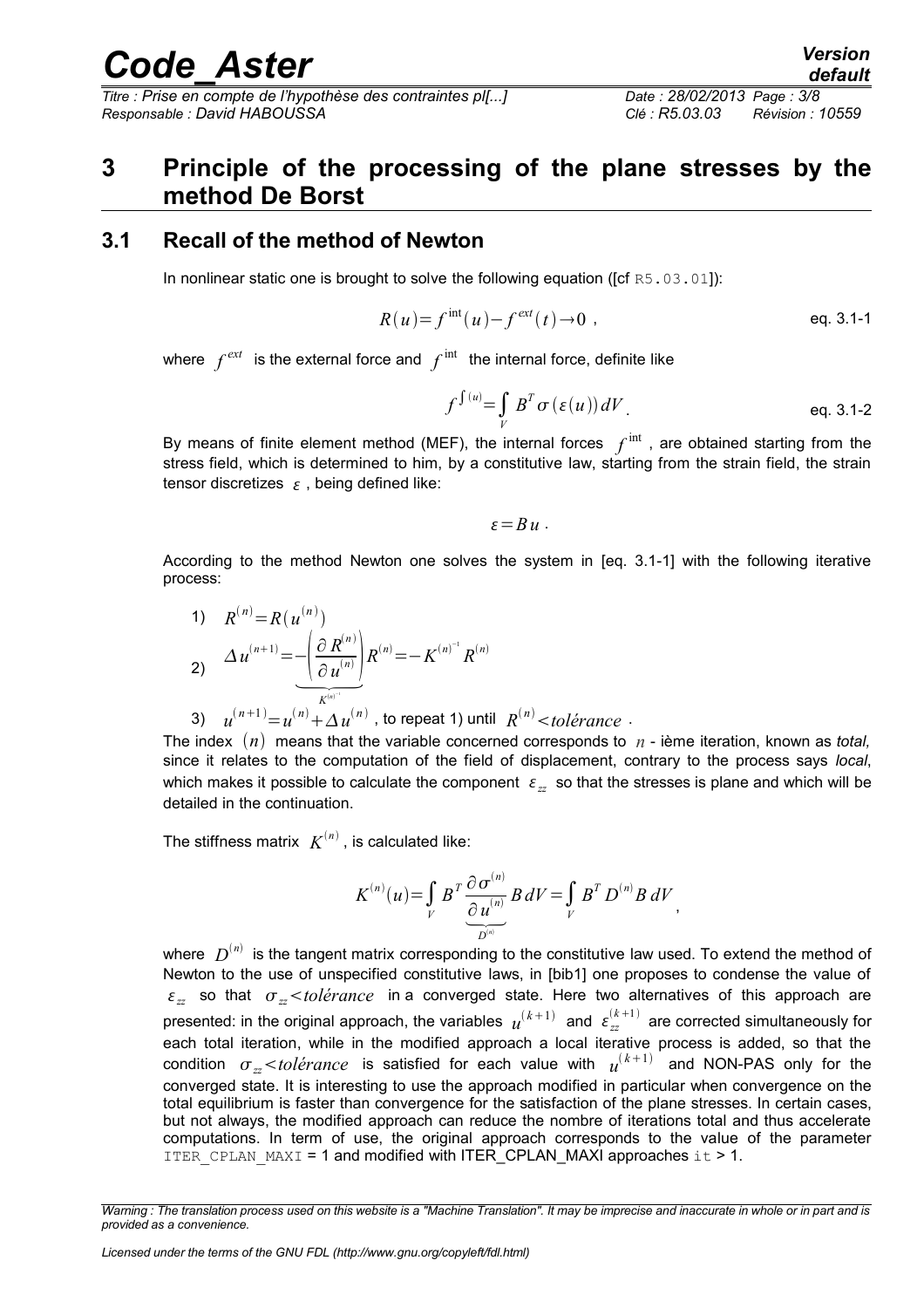# 3 Principle of the processing of the plane stresses by the method De Borst

## 3.1 Recall of the method of Newton

In nonlinear static one is brought to solve the following equation ([cf R5.03.01]):

$$R(u) = f^{\text{int}}(u) - f^{ext}(t) \to 0 \ , \qquad \text{eq. 3.1-1}$$

where $f^{ext}$ is the external force and $f^{\text{int}}$ the internal force, definite like

$$f^{\int(u)} = \int_V B^T \sigma(\varepsilon(u))\, dV \ . \qquad \text{eq. 3.1-2}$$

By means of finite element method (MEF), the internal forces $f^{\text{int}}$, are obtained starting from the stress field, which is determined to him, by a constitutive law, starting from the strain field, the strain tensor discretizes $\varepsilon$, being defined like:

$$\varepsilon = B u \ .$$

According to the method Newton one solves the system in [eq. 3.1-1] with the following iterative process:

1) $R^{(n)} = R(u^{(n)})$
2) $\Delta u^{(n+1)} = -\underbrace{\left(\dfrac{\partial R^{(n)}}{\partial u^{(n)}}\right)}_{K^{(n)^{-1}}} R^{(n)} = -K^{(n)^{-1}} R^{(n)}$
3) $u^{(n+1)} = u^{(n)} + \Delta u^{(n)}$, to repeat 1) until $R^{(n)} < tol\acute{e}rance$.

The index $(n)$ means that the variable concerned corresponds to $n$ - ième iteration, known as *total,* since it relates to the computation of the field of displacement, contrary to the process says *local*, which makes it possible to calculate the component $\varepsilon_{zz}$ so that the stresses is plane and which will be detailed in the continuation.

The stiffness matrix $K^{(n)}$, is calculated like:

$$K^{(n)}(u) = \int_V B^T \underbrace{\frac{\partial \sigma^{(n)}}{\partial u^{(n)}}}_{D^{(n)}} B\, dV = \int_V B^T D^{(n)} B\, dV \ ,$$

where $D^{(n)}$ is the tangent matrix corresponding to the constitutive law used. To extend the method of Newton to the use of unspecified constitutive laws, in [bib1] one proposes to condense the value of $\varepsilon_{zz}$ so that $\sigma_{zz} < tol\acute{e}rance$ in a converged state. Here two alternatives of this approach are presented: in the original approach, the variables $u^{(k+1)}$ and $\varepsilon_{zz}^{(k+1)}$ are corrected simultaneously for each total iteration, while in the modified approach a local iterative process is added, so that the condition $\sigma_{zz} < tol\acute{e}rance$ is satisfied for each value with $u^{(k+1)}$ and NON-PAS only for the converged state. It is interesting to use the approach modified in particular when convergence on the total equilibrium is faster than convergence for the satisfaction of the plane stresses. In certain cases, but not always, the modified approach can reduce the nombre of iterations total and thus accelerate computations. In term of use, the original approach corresponds to the value of the parameter ITER_CPLAN_MAXI = 1 and modified with ITER_CPLAN_MAXI approaches it > 1.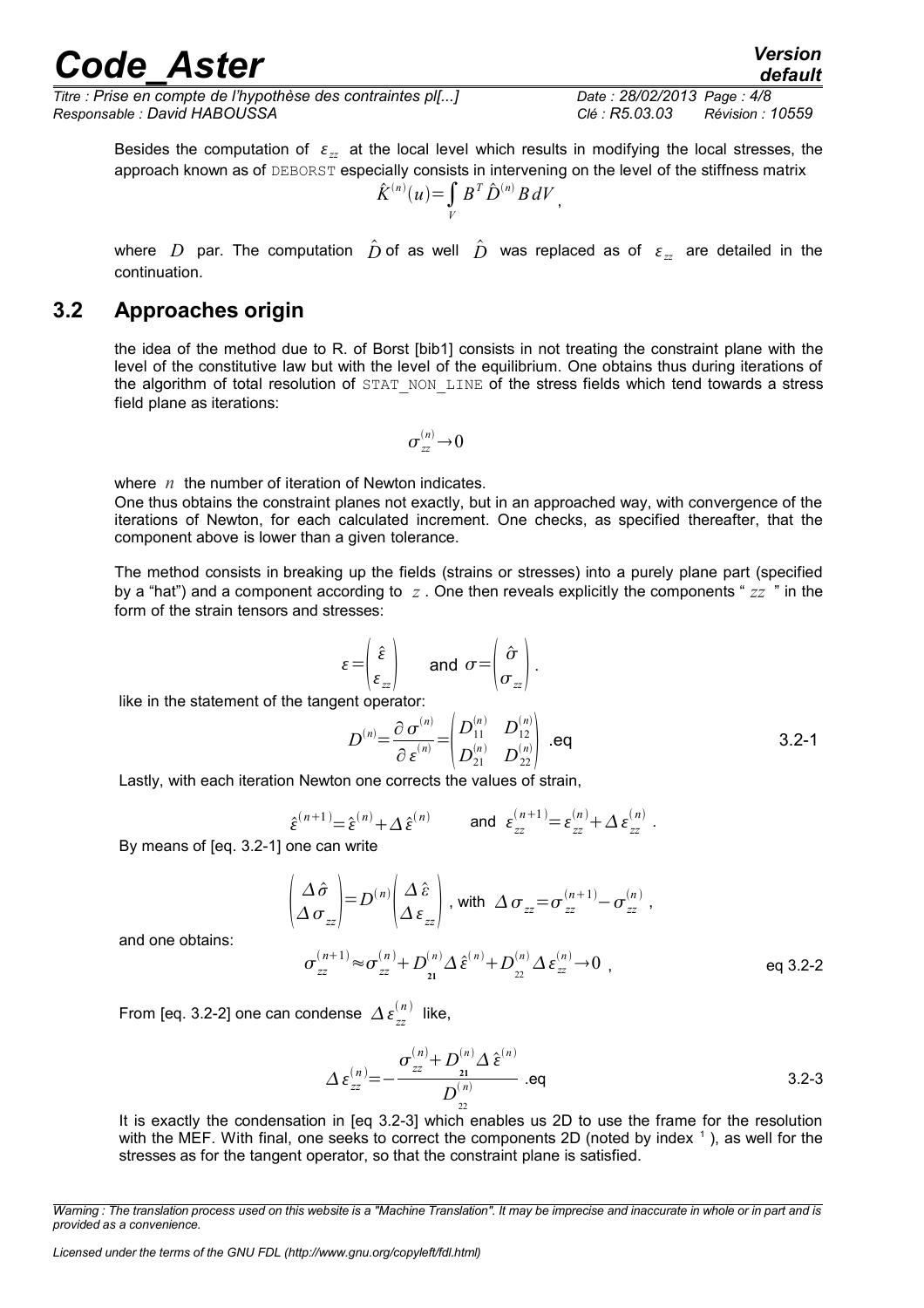Besides the computation of $\varepsilon_{zz}$ at the local level which results in modifying the local stresses, the approach known as of DEBORST especially consists in intervening on the level of the stiffness matrix

$$\hat{K}^{(n)}(u)=\int_V B^T \hat{D}^{(n)} B\, dV ,$$

where $D$ par. The computation $\hat{D}$ of as well $\hat{D}$ was replaced as of $\varepsilon_{zz}$ are detailed in the continuation.

## 3.2 Approaches origin

the idea of the method due to R. of Borst [bib1] consists in not treating the constraint plane with the level of the constitutive law but with the level of the equilibrium. One obtains thus during iterations of the algorithm of total resolution of STAT_NON_LINE of the stress fields which tend towards a stress field plane as iterations:

$$\sigma_{zz}^{(n)} \rightarrow 0$$

where $n$ the number of iteration of Newton indicates.
One thus obtains the constraint planes not exactly, but in an approached way, with convergence of the iterations of Newton, for each calculated increment. One checks, as specified thereafter, that the component above is lower than a given tolerance.

The method consists in breaking up the fields (strains or stresses) into a purely plane part (specified by a "hat") and a component according to $z$. One then reveals explicitly the components " $zz$ " in the form of the strain tensors and stresses:

$$\varepsilon=\begin{pmatrix}\hat{\varepsilon}\\ \varepsilon_{zz}\end{pmatrix} \quad \text{and } \sigma=\begin{pmatrix}\hat{\sigma}\\ \sigma_{zz}\end{pmatrix}.$$

like in the statement of the tangent operator:

$$D^{(n)}=\frac{\partial \sigma^{(n)}}{\partial \varepsilon^{(n)}}=\begin{pmatrix} D_{11}^{(n)} & D_{12}^{(n)}\\ D_{21}^{(n)} & D_{22}^{(n)}\end{pmatrix} \quad \text{.eq 3.2-1}$$

Lastly, with each iteration Newton one corrects the values of strain,

$$\hat{\varepsilon}^{(n+1)}=\hat{\varepsilon}^{(n)}+\Delta \hat{\varepsilon}^{(n)} \qquad \text{and } \varepsilon_{zz}^{(n+1)}=\varepsilon_{zz}^{(n)}+\Delta \varepsilon_{zz}^{(n)} .$$

By means of [eq. 3.2-1] one can write

$$\begin{pmatrix}\Delta \hat{\sigma}\\ \Delta \sigma_{zz}\end{pmatrix}=D^{(n)}\begin{pmatrix}\Delta \hat{\varepsilon}\\ \Delta \varepsilon_{zz}\end{pmatrix}, \text{ with } \Delta \sigma_{zz}=\sigma_{zz}^{(n+1)}-\sigma_{zz}^{(n)} ,$$

and one obtains:

$$\sigma_{zz}^{(n+1)} \approx \sigma_{zz}^{(n)}+D_{21}^{(n)} \Delta \hat{\varepsilon}^{(n)}+D_{22}^{(n)} \Delta \varepsilon_{zz}^{(n)} \rightarrow 0 \; , \quad \text{eq 3.2-2}$$

From [eq. 3.2-2] one can condense $\Delta \varepsilon_{zz}^{(n)}$ like,

$$\Delta \varepsilon_{zz}^{(n)}=-\frac{\sigma_{zz}^{(n)}+D_{21}^{(n)} \Delta \hat{\varepsilon}^{(n)}}{D_{22}^{(n)}} \quad \text{.eq 3.2-3}$$

It is exactly the condensation in [eq 3.2-3] which enables us 2D to use the frame for the resolution with the MEF. With final, one seeks to correct the components 2D (noted by index [1]), as well for the stresses as for the tangent operator, so that the constraint plane is satisfied.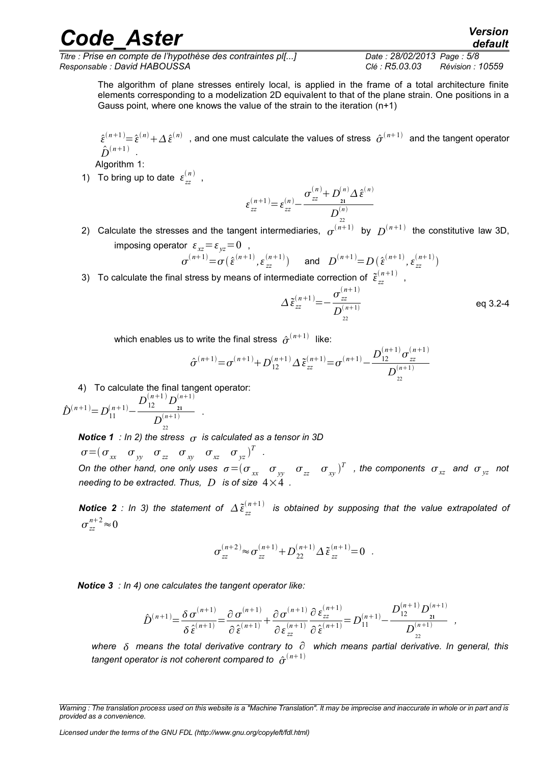The algorithm of plane stresses entirely local, is applied in the frame of a total architecture finite elements corresponding to a modelization 2D equivalent to that of the plane strain. One positions in a Gauss point, where one knows the value of the strain to the iteration (n+1)

$\hat{\varepsilon}^{(n+1)}=\hat{\varepsilon}^{(n)}+\Delta\hat{\varepsilon}^{(n)}$ , and one must calculate the values of stress $\hat{\sigma}^{(n+1)}$ and the tangent operator $\hat{D}^{(n+1)}$ .

Algorithm 1:

1) To bring up to date $\varepsilon_{zz}^{(n)}$ ,

$$\varepsilon_{zz}^{(n+1)}=\varepsilon_{zz}^{(n)}-\frac{\sigma_{zz}^{(n)}+D_{21}^{(n)}\Delta\hat{\varepsilon}^{(n)}}{D_{22}^{(n)}}$$

2) Calculate the stresses and the tangent intermediaries, $\sigma^{(n+1)}$ by $D^{(n+1)}$ the constitutive law 3D, imposing operator $\varepsilon_{xz}=\varepsilon_{yz}=0$ ,

$$\sigma^{(n+1)}=\sigma\left(\hat{\varepsilon}^{(n+1)},\varepsilon_{zz}^{(n+1)}\right) \quad \text{and} \quad D^{(n+1)}=D\left(\hat{\varepsilon}^{(n+1)},\varepsilon_{zz}^{(n+1)}\right)$$

3) To calculate the final stress by means of intermediate correction of $\tilde{\varepsilon}_{zz}^{(n+1)}$ ,

$$\Delta\tilde{\varepsilon}_{zz}^{(n+1)}=-\frac{\sigma_{zz}^{(n+1)}}{D_{22}^{(n+1)}} \qquad \text{eq 3.2-4}$$

which enables us to write the final stress $\hat{\sigma}^{(n+1)}$ like:

$$\hat{\sigma}^{(n+1)}=\sigma^{(n+1)}+D_{12}^{(n+1)}\Delta\tilde{\varepsilon}_{zz}^{(n+1)}=\sigma^{(n+1)}-\frac{D_{12}^{(n+1)}\sigma_{zz}^{(n+1)}}{D_{22}^{(n+1)}}$$

4) To calculate the final tangent operator:

$$\hat{D}^{(n+1)}=D_{11}^{(n+1)}-\frac{D_{12}^{(n+1)}D_{21}^{(n+1)}}{D_{22}^{(n+1)}} \quad .$$

***Notice 1** : In 2) the stress $\sigma$ is calculated as a tensor in 3D*

*$\sigma=\left(\sigma_{xx} \quad \sigma_{yy} \quad \sigma_{zz} \quad \sigma_{xy} \quad \sigma_{xz} \quad \sigma_{yz}\right)^{T}$ .*

*On the other hand, one only uses $\sigma=\left(\sigma_{xx} \quad \sigma_{yy} \quad \sigma_{zz} \quad \sigma_{xy}\right)^{T}$ , the components $\sigma_{xz}$ and $\sigma_{yz}$ not needing to be extracted. Thus, $D$ is of size $4\times 4$ .*

***Notice 2** : In 3) the statement of $\Delta\tilde{\varepsilon}_{zz}^{(n+1)}$ is obtained by supposing that the value extrapolated of $\sigma_{zz}^{n+2}\approx 0$*

$$\sigma_{zz}^{(n+2)}\approx\sigma_{zz}^{(n+1)}+D_{22}^{(n+1)}\Delta\tilde{\varepsilon}_{zz}^{(n+1)}=0 \quad .$$

***Notice 3** : In 4) one calculates the tangent operator like:*

$$\hat{D}^{(n+1)}=\frac{\delta\sigma^{(n+1)}}{\delta\hat{\varepsilon}^{(n+1)}}=\frac{\partial\sigma^{(n+1)}}{\partial\hat{\varepsilon}^{(n+1)}}+\frac{\partial\sigma^{(n+1)}}{\partial\varepsilon_{zz}^{(n+1)}}\frac{\partial\varepsilon_{zz}^{(n+1)}}{\partial\hat{\varepsilon}^{(n+1)}}=D_{11}^{(n+1)}-\frac{D_{12}^{(n+1)}D_{21}^{(n+1)}}{D_{22}^{(n+1)}} \quad ,$$

*where $\delta$ means the total derivative contrary to $\partial$ which means partial derivative. In general, this tangent operator is not coherent compared to $\hat{\sigma}^{(n+1)}$*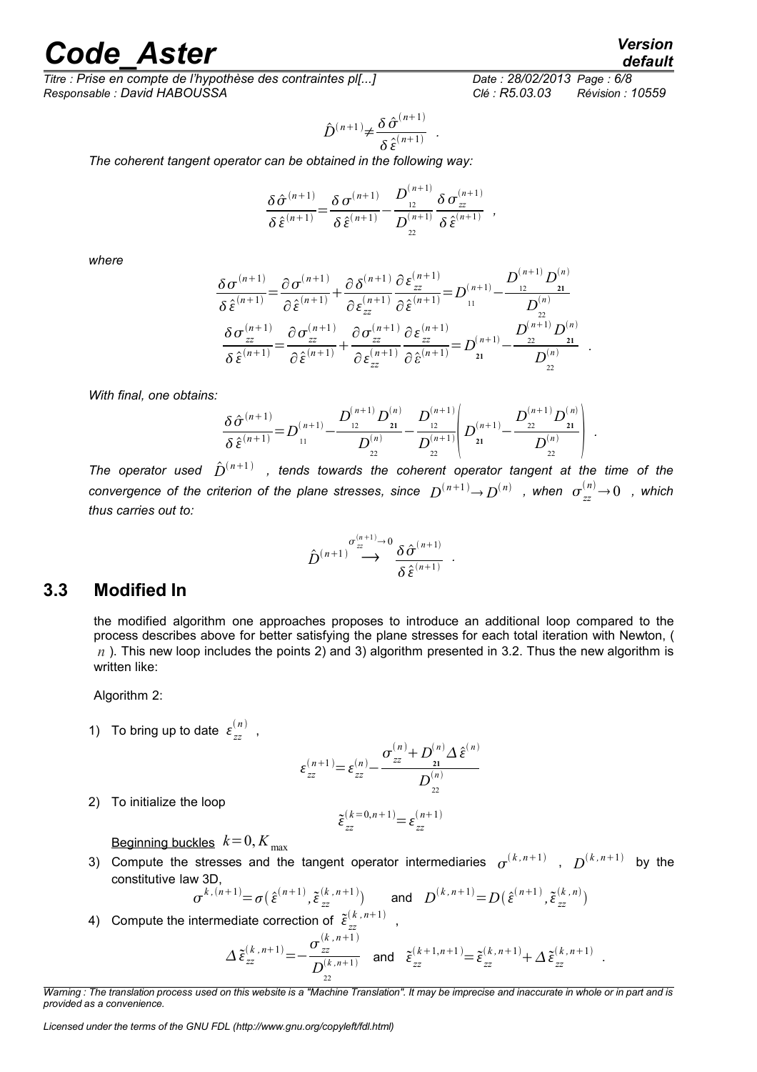$$\hat{D}^{(n+1)} \neq \frac{\delta \hat{\sigma}^{(n+1)}}{\delta \hat{\varepsilon}^{(n+1)}} \quad .$$

*The coherent tangent operator can be obtained in the following way:*

$$\frac{\delta \hat{\sigma}^{(n+1)}}{\delta \hat{\varepsilon}^{(n+1)}} = \frac{\delta \sigma^{(n+1)}}{\delta \hat{\varepsilon}^{(n+1)}} - \frac{D_{12}^{(n+1)}}{D_{22}^{(n+1)}} \frac{\delta \sigma_{zz}^{(n+1)}}{\delta \hat{\varepsilon}^{(n+1)}} \quad ,$$

*where*

$$\frac{\delta \sigma^{(n+1)}}{\delta \hat{\varepsilon}^{(n+1)}} = \frac{\partial \sigma^{(n+1)}}{\partial \hat{\varepsilon}^{(n+1)}} + \frac{\partial \delta^{(n+1)}}{\partial \varepsilon_{zz}^{(n+1)}} \frac{\partial \varepsilon_{zz}^{(n+1)}}{\partial \hat{\varepsilon}^{(n+1)}} = D_{11}^{(n+1)} - \frac{D_{12}^{(n+1)} D_{\mathbf{21}}^{(n)}}{D_{22}^{(n)}}$$

$$\frac{\delta \sigma_{zz}^{(n+1)}}{\delta \hat{\varepsilon}^{(n+1)}} = \frac{\partial \sigma_{zz}^{(n+1)}}{\partial \hat{\varepsilon}^{(n+1)}} + \frac{\partial \sigma_{zz}^{(n+1)}}{\partial \varepsilon_{zz}^{(n+1)}} \frac{\partial \varepsilon_{zz}^{(n+1)}}{\partial \hat{\varepsilon}^{(n+1)}} = D_{\mathbf{21}}^{(n+1)} - \frac{D_{22}^{(n+1)} D_{\mathbf{21}}^{(n)}}{D_{22}^{(n)}} \quad .$$

*With final, one obtains:*

$$\frac{\delta \hat{\sigma}^{(n+1)}}{\delta \hat{\varepsilon}^{(n+1)}} = D_{11}^{(n+1)} - \frac{D_{12}^{(n+1)} D_{\mathbf{21}}^{(n)}}{D_{22}^{(n)}} - \frac{D_{12}^{(n+1)}}{D_{22}^{(n+1)}} \left( D_{\mathbf{21}}^{(n+1)} - \frac{D_{22}^{(n+1)} D_{\mathbf{21}}^{(n)}}{D_{22}^{(n)}} \right) \quad .$$

*The operator used* $\hat{D}^{(n+1)}$ *, tends towards the coherent operator tangent at the time of the convergence of the criterion of the plane stresses, since* $D^{(n+1)} \rightarrow D^{(n)}$ *, when* $\sigma_{zz}^{(n)} \rightarrow 0$ *, which thus carries out to:*

$$\hat{D}^{(n+1)} \overset{\sigma_{zz}^{(n+1)} \rightarrow 0}{\longrightarrow} \frac{\delta \hat{\sigma}^{(n+1)}}{\delta \hat{\varepsilon}^{(n+1)}} \quad .$$

## 3.3 Modified In

the modified algorithm one approaches proposes to introduce an additional loop compared to the process describes above for better satisfying the plane stresses for each total iteration with Newton, ( $n$ ). This new loop includes the points 2) and 3) algorithm presented in 3.2. Thus the new algorithm is written like:

Algorithm 2:

1) To bring up to date $\varepsilon_{zz}^{(n)}$ ,

$$\varepsilon_{zz}^{(n+1)} = \varepsilon_{zz}^{(n)} - \frac{\sigma_{zz}^{(n)} + D_{\mathbf{21}}^{(n)} \Delta \hat{\varepsilon}^{(n)}}{D_{22}^{(n)}}$$

2) To initialize the loop

$$\tilde{\varepsilon}_{zz}^{(k=0,n+1)} = \varepsilon_{zz}^{(n+1)}$$

<u>Beginning buckles</u> $k=0, K_{\max}$

3) Compute the stresses and the tangent operator intermediaries $\sigma^{(k,n+1)}$ , $D^{(k,n+1)}$ by the constitutive law 3D,

$$\sigma^{k,(n+1)} = \sigma(\hat{\varepsilon}^{(n+1)}, \tilde{\varepsilon}_{zz}^{(k,n+1)}) \quad \text{and} \quad D^{(k,n+1)} = D(\hat{\varepsilon}^{(n+1)}, \tilde{\varepsilon}_{zz}^{(k,n)})$$

4) Compute the intermediate correction of $\tilde{\varepsilon}_{zz}^{(k,n+1)}$ ,

$$\Delta \tilde{\varepsilon}_{zz}^{(k,n+1)} = -\frac{\sigma_{zz}^{(k,n+1)}}{D_{22}^{(k,n+1)}} \quad \text{and} \quad \tilde{\varepsilon}_{zz}^{(k+1,n+1)} = \tilde{\varepsilon}_{zz}^{(k,n+1)} + \Delta \tilde{\varepsilon}_{zz}^{(k,n+1)} \quad .$$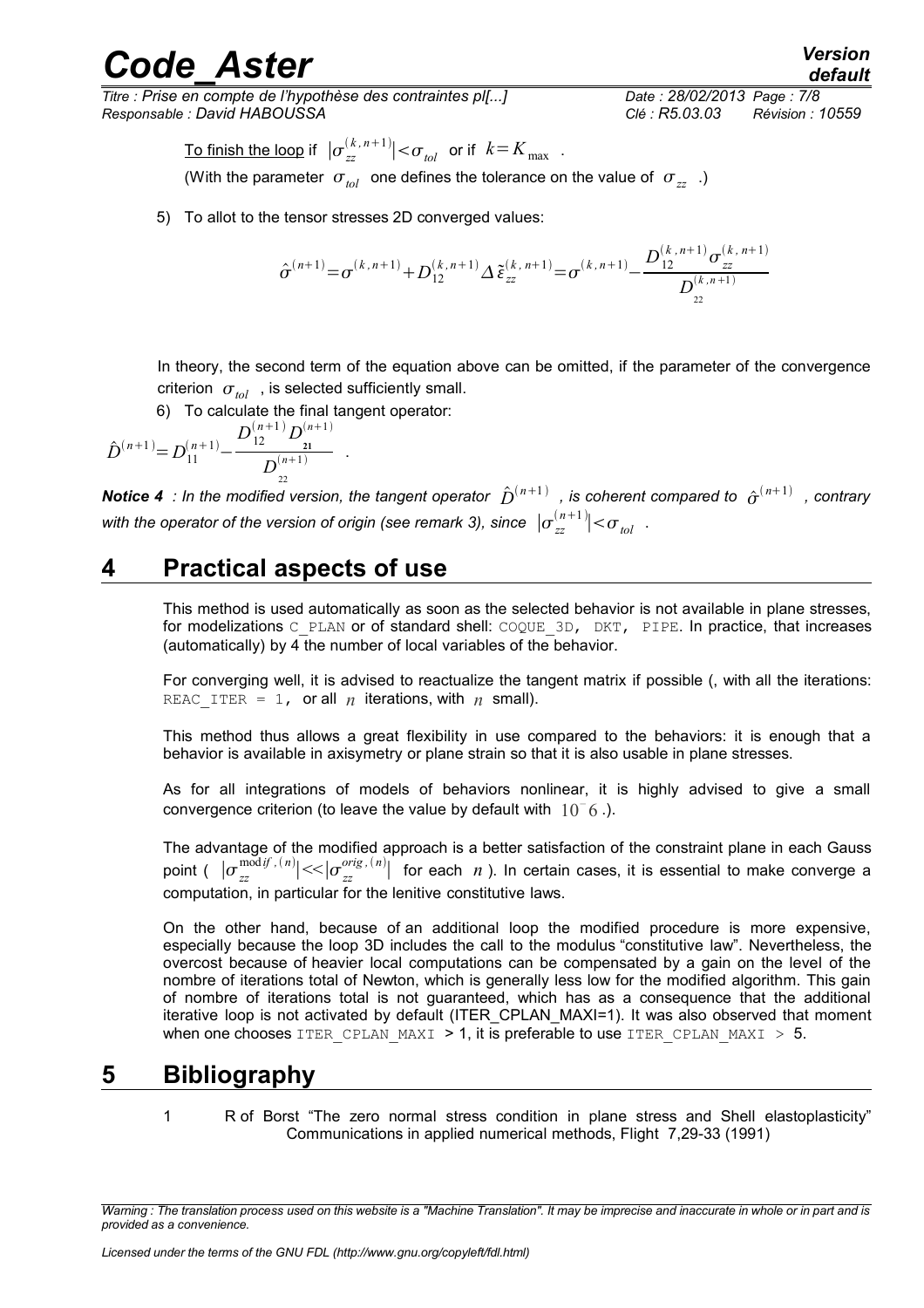To finish the loop if $|\sigma_{zz}^{(k,n+1)}|<\sigma_{tol}$ or if $k=K_{\max}$ .

(With the parameter $\sigma_{tol}$ one defines the tolerance on the value of $\sigma_{zz}$ .)

5) To allot to the tensor stresses 2D converged values:

$$\hat{\sigma}^{(n+1)}=\sigma^{(k,n+1)}+D_{12}^{(k,n+1)}\Delta\tilde{\varepsilon}_{zz}^{(k,n+1)}=\sigma^{(k,n+1)}-\frac{D_{12}^{(k,n+1)}\sigma_{zz}^{(k,n+1)}}{D_{22}^{(k,n+1)}}$$

In theory, the second term of the equation above can be omitted, if the parameter of the convergence criterion $\sigma_{tol}$ , is selected sufficiently small.

6) To calculate the final tangent operator:

$$\hat{D}^{(n+1)}=D_{11}^{(n+1)}-\frac{D_{12}^{(n+1)}D_{21}^{(n+1)}}{D_{22}^{(n+1)}} .$$

***Notice 4** : In the modified version, the tangent operator $\hat{D}^{(n+1)}$ , is coherent compared to $\hat{\sigma}^{(n+1)}$ , contrary with the operator of the version of origin (see remark 3), since $|\sigma_{zz}^{(n+1)}|<\sigma_{tol}$ .*

# 4 Practical aspects of use

This method is used automatically as soon as the selected behavior is not available in plane stresses, for modelizations C_PLAN or of standard shell: COQUE_3D, DKT, PIPE. In practice, that increases (automatically) by 4 the number of local variables of the behavior.

For converging well, it is advised to reactualize the tangent matrix if possible (, with all the iterations: REAC_ITER = 1, or all $n$ iterations, with $n$ small).

This method thus allows a great flexibility in use compared to the behaviors: it is enough that a behavior is available in axisymetry or plane strain so that it is also usable in plane stresses.

As for all integrations of models of behaviors nonlinear, it is highly advised to give a small convergence criterion (to leave the value by default with $10^{-6}$ .).

The advantage of the modified approach is a better satisfaction of the constraint plane in each Gauss point ( $|\sigma_{zz}^{\mathrm{mod}if,(n)}|<<|\sigma_{zz}^{orig,(n)}|$ for each $n$ ). In certain cases, it is essential to make converge a computation, in particular for the lenitive constitutive laws.

On the other hand, because of an additional loop the modified procedure is more expensive, especially because the loop 3D includes the call to the modulus "constitutive law". Nevertheless, the overcost because of heavier local computations can be compensated by a gain on the level of the nombre of iterations total of Newton, which is generally less low for the modified algorithm. This gain of nombre of iterations total is not guaranteed, which has as a consequence that the additional iterative loop is not activated by default (ITER_CPLAN_MAXI=1). It was also observed that moment when one chooses ITER_CPLAN_MAXI > 1, it is preferable to use ITER_CPLAN_MAXI > 5.

# 5 Bibliography

1 R of Borst "The zero normal stress condition in plane stress and Shell elastoplasticity" Communications in applied numerical methods, Flight 7,29-33 (1991)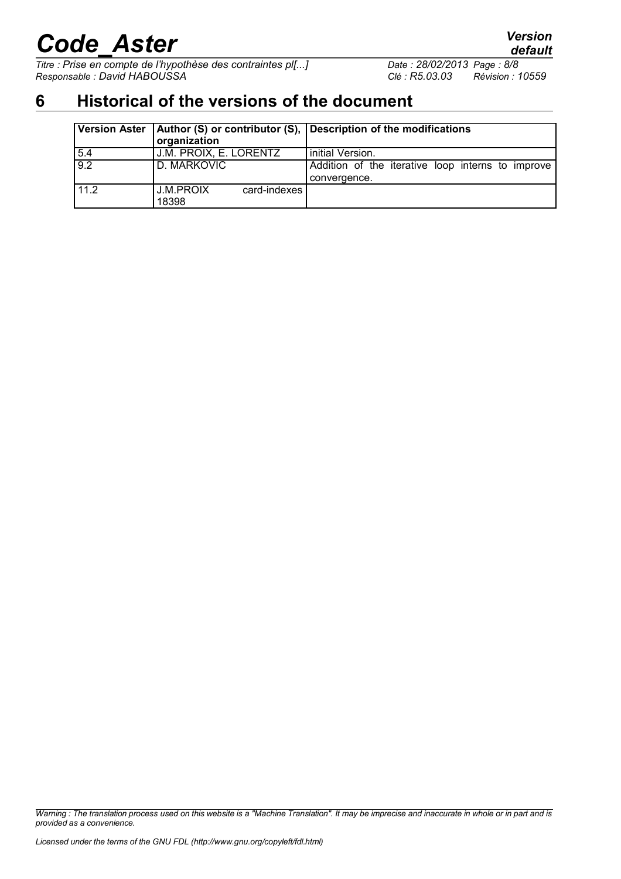# 6 Historical of the versions of the document

| Version Aster | Author (S) or contributor (S), organization | Description of the modifications |
|---|---|---|
| 5.4 | J.M. PROIX, E. LORENTZ | initial Version. |
| 9.2 | D. MARKOVIC | Addition of the iterative loop interns to improve convergence. |
| 11.2 | J.M.PROIX card-indexes 18398 | |

*Warning : The translation process used on this website is a "Machine Translation". It may be imprecise and inaccurate in whole or in part and is provided as a convenience.*

*Licensed under the terms of the GNU FDL (http://www.gnu.org/copyleft/fdl.html)*